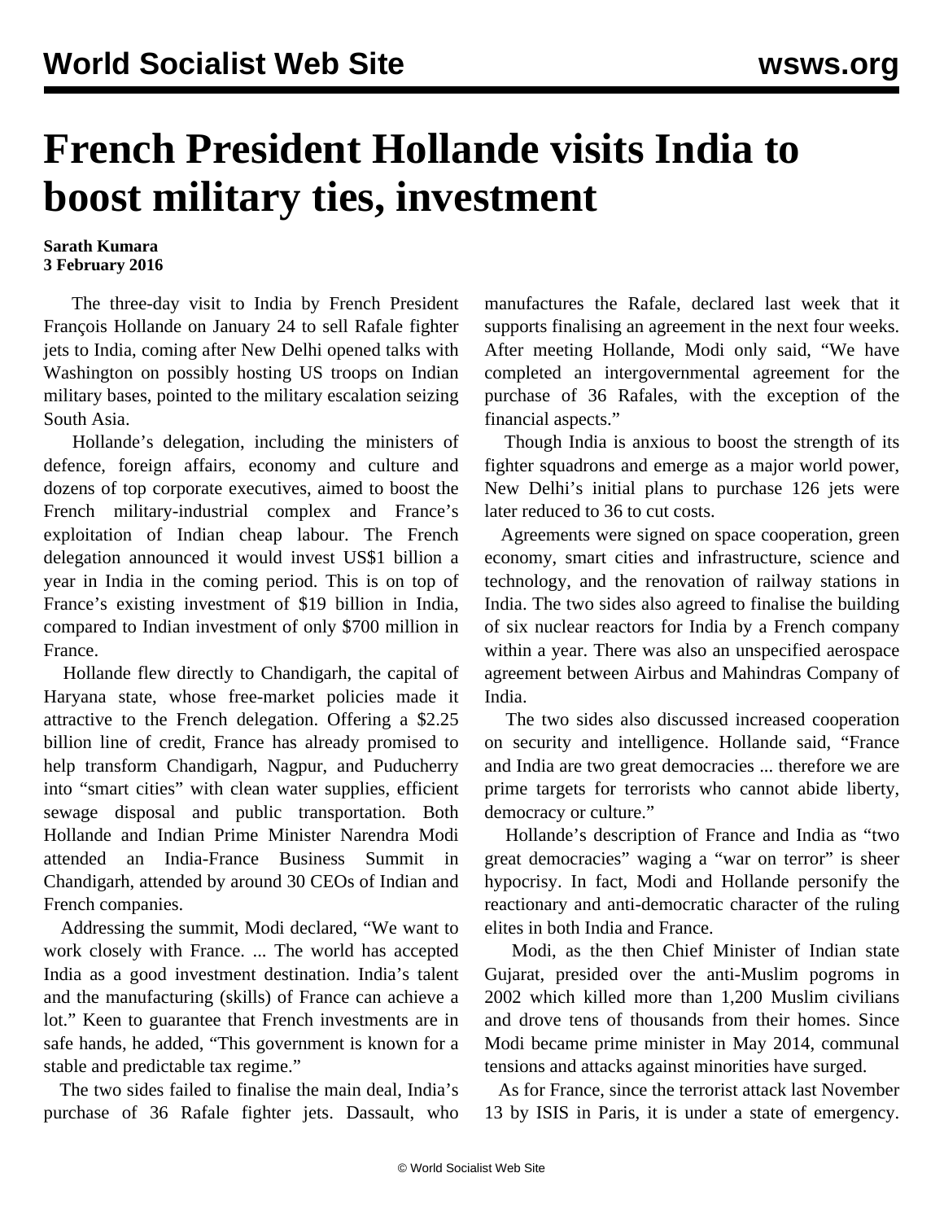# French President Hollande visits India to boost military ties, investment

**Sarath Kumara**
**3 February 2016**

The three-day visit to India by French President François Hollande on January 24 to sell Rafale fighter jets to India, coming after New Delhi opened talks with Washington on possibly hosting US troops on Indian military bases, pointed to the military escalation seizing South Asia.

Hollande's delegation, including the ministers of defence, foreign affairs, economy and culture and dozens of top corporate executives, aimed to boost the French military-industrial complex and France's exploitation of Indian cheap labour. The French delegation announced it would invest US$1 billion a year in India in the coming period. This is on top of France's existing investment of $19 billion in India, compared to Indian investment of only $700 million in France.

Hollande flew directly to Chandigarh, the capital of Haryana state, whose free-market policies made it attractive to the French delegation. Offering a $2.25 billion line of credit, France has already promised to help transform Chandigarh, Nagpur, and Puducherry into "smart cities" with clean water supplies, efficient sewage disposal and public transportation. Both Hollande and Indian Prime Minister Narendra Modi attended an India-France Business Summit in Chandigarh, attended by around 30 CEOs of Indian and French companies.

Addressing the summit, Modi declared, "We want to work closely with France. ... The world has accepted India as a good investment destination. India's talent and the manufacturing (skills) of France can achieve a lot." Keen to guarantee that French investments are in safe hands, he added, "This government is known for a stable and predictable tax regime."

The two sides failed to finalise the main deal, India's purchase of 36 Rafale fighter jets. Dassault, who manufactures the Rafale, declared last week that it supports finalising an agreement in the next four weeks. After meeting Hollande, Modi only said, "We have completed an intergovernmental agreement for the purchase of 36 Rafales, with the exception of the financial aspects."

Though India is anxious to boost the strength of its fighter squadrons and emerge as a major world power, New Delhi's initial plans to purchase 126 jets were later reduced to 36 to cut costs.

Agreements were signed on space cooperation, green economy, smart cities and infrastructure, science and technology, and the renovation of railway stations in India. The two sides also agreed to finalise the building of six nuclear reactors for India by a French company within a year. There was also an unspecified aerospace agreement between Airbus and Mahindras Company of India.

The two sides also discussed increased cooperation on security and intelligence. Hollande said, "France and India are two great democracies ... therefore we are prime targets for terrorists who cannot abide liberty, democracy or culture."

Hollande's description of France and India as "two great democracies" waging a "war on terror" is sheer hypocrisy. In fact, Modi and Hollande personify the reactionary and anti-democratic character of the ruling elites in both India and France.

Modi, as the then Chief Minister of Indian state Gujarat, presided over the anti-Muslim pogroms in 2002 which killed more than 1,200 Muslim civilians and drove tens of thousands from their homes. Since Modi became prime minister in May 2014, communal tensions and attacks against minorities have surged.

As for France, since the terrorist attack last November 13 by ISIS in Paris, it is under a state of emergency.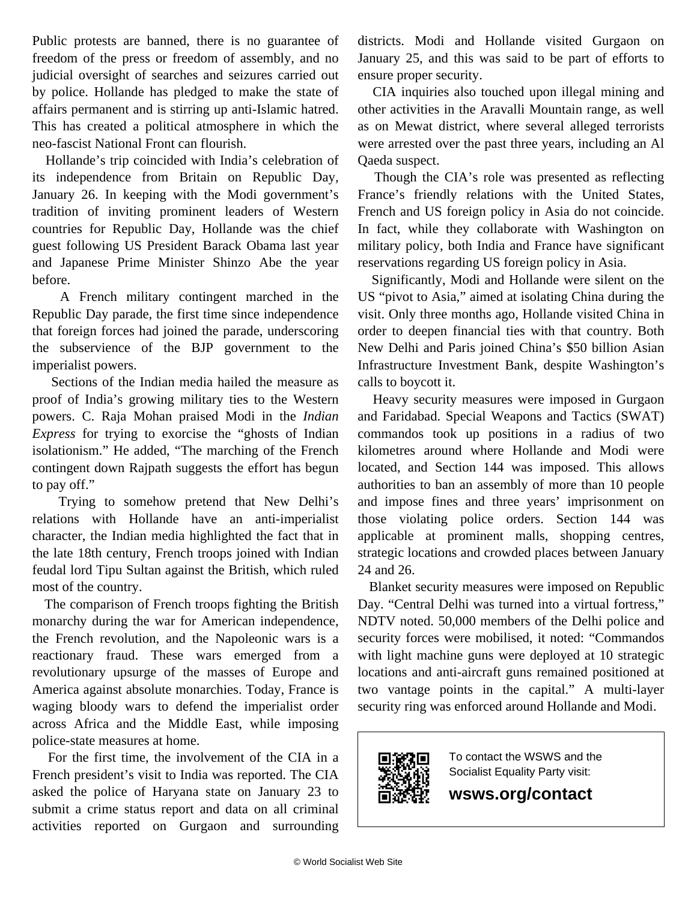Public protests are banned, there is no guarantee of freedom of the press or freedom of assembly, and no judicial oversight of searches and seizures carried out by police. Hollande has pledged to make the state of affairs permanent and is stirring up anti-Islamic hatred. This has created a political atmosphere in which the neo-fascist National Front can flourish.

Hollande's trip coincided with India's celebration of its independence from Britain on Republic Day, January 26. In keeping with the Modi government's tradition of inviting prominent leaders of Western countries for Republic Day, Hollande was the chief guest following US President Barack Obama last year and Japanese Prime Minister Shinzo Abe the year before.

A French military contingent marched in the Republic Day parade, the first time since independence that foreign forces had joined the parade, underscoring the subservience of the BJP government to the imperialist powers.

Sections of the Indian media hailed the measure as proof of India's growing military ties to the Western powers. C. Raja Mohan praised Modi in the *Indian Express* for trying to exorcise the "ghosts of Indian isolationism." He added, "The marching of the French contingent down Rajpath suggests the effort has begun to pay off."

Trying to somehow pretend that New Delhi's relations with Hollande have an anti-imperialist character, the Indian media highlighted the fact that in the late 18th century, French troops joined with Indian feudal lord Tipu Sultan against the British, which ruled most of the country.

The comparison of French troops fighting the British monarchy during the war for American independence, the French revolution, and the Napoleonic wars is a reactionary fraud. These wars emerged from a revolutionary upsurge of the masses of Europe and America against absolute monarchies. Today, France is waging bloody wars to defend the imperialist order across Africa and the Middle East, while imposing police-state measures at home.

For the first time, the involvement of the CIA in a French president's visit to India was reported. The CIA asked the police of Haryana state on January 23 to submit a crime status report and data on all criminal activities reported on Gurgaon and surrounding districts. Modi and Hollande visited Gurgaon on January 25, and this was said to be part of efforts to ensure proper security.

CIA inquiries also touched upon illegal mining and other activities in the Aravalli Mountain range, as well as on Mewat district, where several alleged terrorists were arrested over the past three years, including an Al Qaeda suspect.

Though the CIA's role was presented as reflecting France's friendly relations with the United States, French and US foreign policy in Asia do not coincide. In fact, while they collaborate with Washington on military policy, both India and France have significant reservations regarding US foreign policy in Asia.

Significantly, Modi and Hollande were silent on the US "pivot to Asia," aimed at isolating China during the visit. Only three months ago, Hollande visited China in order to deepen financial ties with that country. Both New Delhi and Paris joined China's $50 billion Asian Infrastructure Investment Bank, despite Washington's calls to boycott it.

Heavy security measures were imposed in Gurgaon and Faridabad. Special Weapons and Tactics (SWAT) commandos took up positions in a radius of two kilometres around where Hollande and Modi were located, and Section 144 was imposed. This allows authorities to ban an assembly of more than 10 people and impose fines and three years' imprisonment on those violating police orders. Section 144 was applicable at prominent malls, shopping centres, strategic locations and crowded places between January 24 and 26.

Blanket security measures were imposed on Republic Day. "Central Delhi was turned into a virtual fortress," NDTV noted. 50,000 members of the Delhi police and security forces were mobilised, it noted: "Commandos with light machine guns were deployed at 10 strategic locations and anti-aircraft guns remained positioned at two vantage points in the capital." A multi-layer security ring was enforced around Hollande and Modi.

To contact the WSWS and the Socialist Equality Party visit:

**wsws.org/contact**